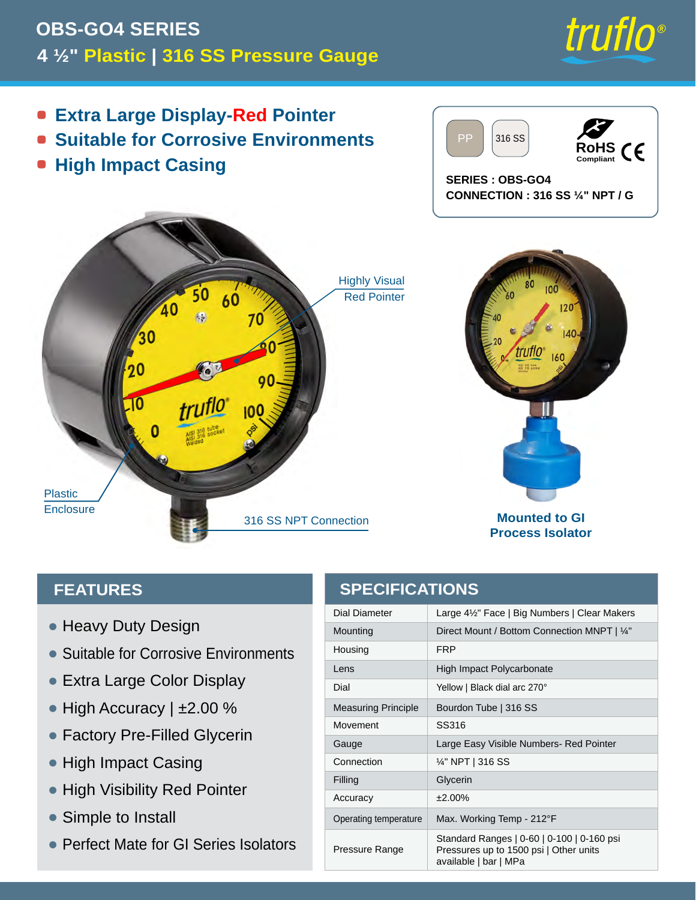# OBS-GO4 SERIES

## 4 ½" Plastic | 316 SS Pressure Gauge

truflo®

- Extra Large Display-Red Pointer
- Suitable for Corrosive Environments
- High Impact Casing

PP | 316 SS | RoHS Compliant | CE

**SERIES : OBS-GO4**
**CONNECTION : 316 SS ¼" NPT / G**

Highly Visual Red Pointer

Plastic Enclosure

316 SS NPT Connection

Mounted to GI Process Isolator

## FEATURES

- Heavy Duty Design
- Suitable for Corrosive Environments
- Extra Large Color Display
- High Accuracy | ±2.00 %
- Factory Pre-Filled Glycerin
- High Impact Casing
- High Visibility Red Pointer
- Simple to Install
- Perfect Mate for GI Series Isolators

## SPECIFICATIONS

| | |
|---|---|
| Dial Diameter | Large 4½" Face \| Big Numbers \| Clear Makers |
| Mounting | Direct Mount / Bottom Connection MNPT \| ¼" |
| Housing | FRP |
| Lens | High Impact Polycarbonate |
| Dial | Yellow \| Black dial arc 270° |
| Measuring Principle | Bourdon Tube \| 316 SS |
| Movement | SS316 |
| Gauge | Large Easy Visible Numbers- Red Pointer |
| Connection | ¼" NPT \| 316 SS |
| Filling | Glycerin |
| Accuracy | ±2.00% |
| Operating temperature | Max. Working Temp - 212°F |
| Pressure Range | Standard Ranges \| 0-60 \| 0-100 \| 0-160 psi Pressures up to 1500 psi \| Other units available \| bar \| MPa |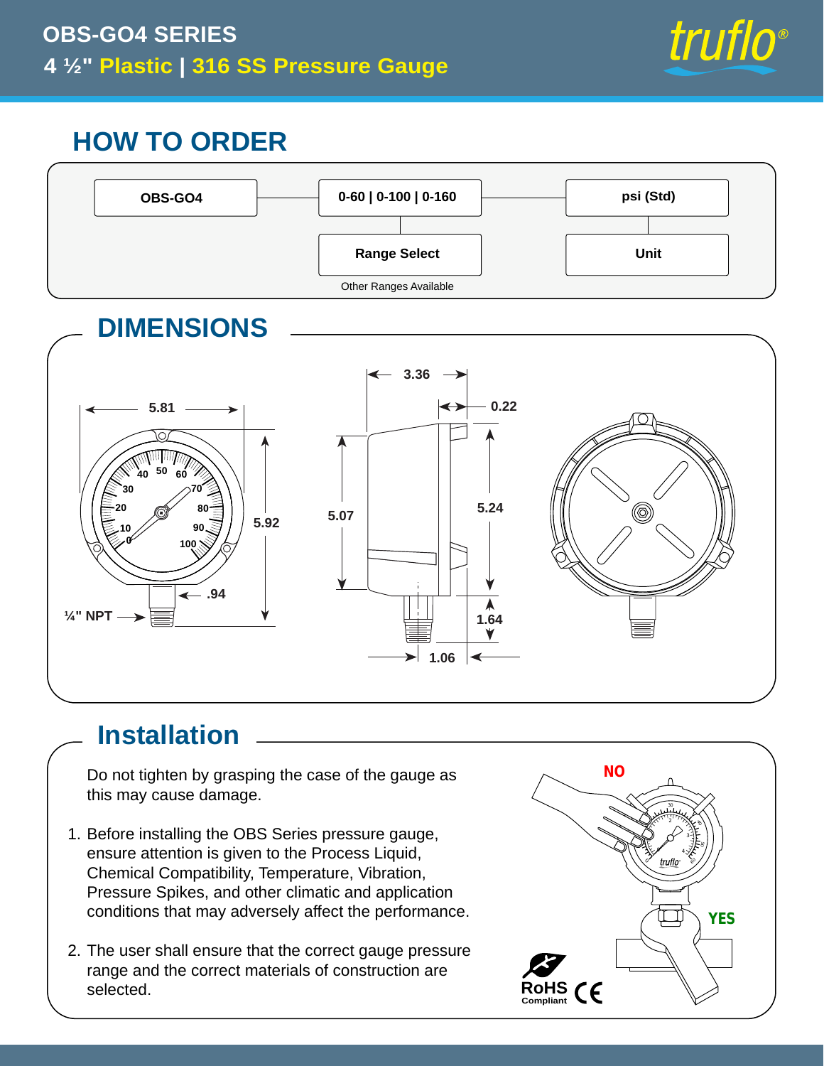# OBS-GO4 SERIES

## 4 ½" Plastic | 316 SS Pressure Gauge

truflo®

## HOW TO ORDER

OBS-GO4 — 0-60 | 0-100 | 0-160 — psi (Std)

Range Select

Other Ranges Available

Unit

## DIMENSIONS

5.81

5.92

.94

¼" NPT

3.36

0.22

5.07

5.24

1.64

1.06

## Installation

Do not tighten by grasping the case of the gauge as this may cause damage.

1. Before installing the OBS Series pressure gauge, ensure attention is given to the Process Liquid, Chemical Compatibility, Temperature, Vibration, Pressure Spikes, and other climatic and application conditions that may adversely affect the performance.

2. The user shall ensure that the correct gauge pressure range and the correct materials of construction are selected.

NO

YES

RoHS Compliant

CE